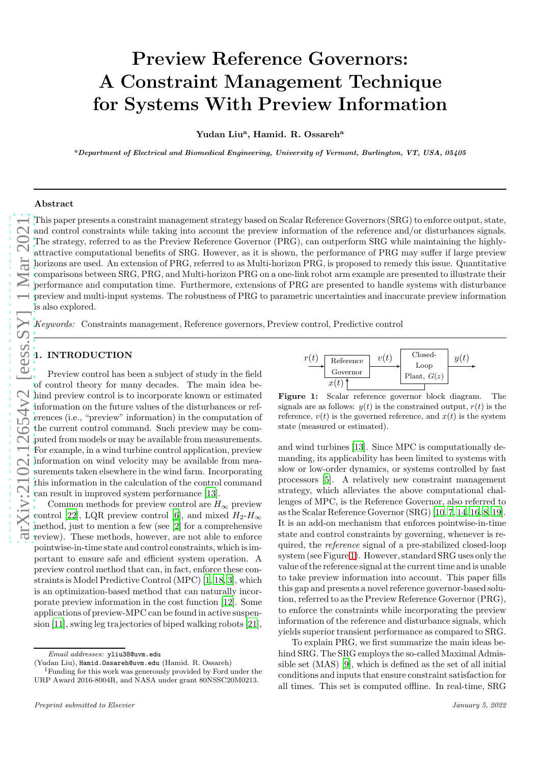# Preview Reference Governors: A Constraint Management Technique for Systems With Preview Information

**Yudan Liu[a], Hamid. R. Ossareh[a]**

[a] *Department of Electrical and Biomedical Engineering, University of Vermont, Burlington, VT, USA, 05405*

---

### Abstract

This paper presents a constraint management strategy based on Scalar Reference Governors (SRG) to enforce output, state, and control constraints while taking into account the preview information of the reference and/or disturbances signals. The strategy, referred to as the Preview Reference Governor (PRG), can outperform SRG while maintaining the highly-attractive computational benefits of SRG. However, as it is shown, the performance of PRG may suffer if large preview horizons are used. An extension of PRG, referred to as Multi-horizon PRG, is proposed to remedy this issue. Quantitative comparisons between SRG, PRG, and Multi-horizon PRG on a one-link robot arm example are presented to illustrate their performance and computation time. Furthermore, extensions of PRG are presented to handle systems with disturbance preview and multi-input systems. The robustness of PRG to parametric uncertainties and inaccurate preview information is also explored.

*Keywords:* Constraints management, Reference governors, Preview control, Predictive control

---

## 1. INTRODUCTION

Preview control has been a subject of study in the field of control theory for many decades. The main idea behind preview control is to incorporate known or estimated information on the future values of the disturbances or references (i.e., "preview" information) in the computation of the current control command. Such preview may be computed from models or may be available from measurements. For example, in a wind turbine control application, preview information on wind velocity may be available from measurements taken elsewhere in the wind farm. Incorporating this information in the calculation of the control command can result in improved system performance [13].

Common methods for preview control are $H_\infty$ preview control [22], LQR preview control [6], and mixed $H_2$-$H_\infty$ method, just to mention a few (see [2] for a comprehensive review). These methods, however, are not able to enforce pointwise-in-time state and control constraints, which is important to ensure safe and efficient system operation. A preview control method that can, in fact, enforce these constraints is Model Predictive Control (MPC) [1, 18, 3], which is an optimization-based method that can naturally incorporate preview information in the cost function [12]. Some applications of preview-MPC can be found in active suspension [11], swing leg trajectories of biped walking robots [21], and wind turbines [13]. Since MPC is computationally demanding, its applicability has been limited to systems with slow or low-order dynamics, or systems controlled by fast processors [5]. A relatively new constraint management strategy, which alleviates the above computational challenges of MPC, is the Reference Governor, also referred to as the Scalar Reference Governor (SRG) [10, 7, 14, 16, 8, 19]. It is an add-on mechanism that enforces pointwise-in-time state and control constraints by governing, whenever is required, the *reference* signal of a pre-stabilized closed-loop system (see Figure 1). However, standard SRG uses only the value of the reference signal at the current time and is unable to take preview information into account. This paper fills this gap and presents a novel reference governor-based solution, referred to as the Preview Reference Governor (PRG), to enforce the constraints while incorporating the preview information of the reference and disturbance signals, which yields superior transient performance as compared to SRG.

Figure 1: Scalar reference governor block diagram. The signals are as follows: $y(t)$ is the constrained output, $r(t)$ is the reference, $v(t)$ is the governed reference, and $x(t)$ is the system state (measured or estimated).

To explain PRG, we first summarize the main ideas behind SRG. The SRG employs the so-called Maximal Admissible set (MAS) [9], which is defined as the set of all initial conditions and inputs that ensure constraint satisfaction for all times. This set is computed offline. In real-time, SRG

---

*Email addresses:* yliu38@uvm.edu (Yudan Liu), Hamid.Ossareh@uvm.edu (Hamid. R. Ossareh)

[1] Funding for this work was generously provided by Ford under the URP Award 2016-8004R, and NASA under grant 80NSSC20M0213.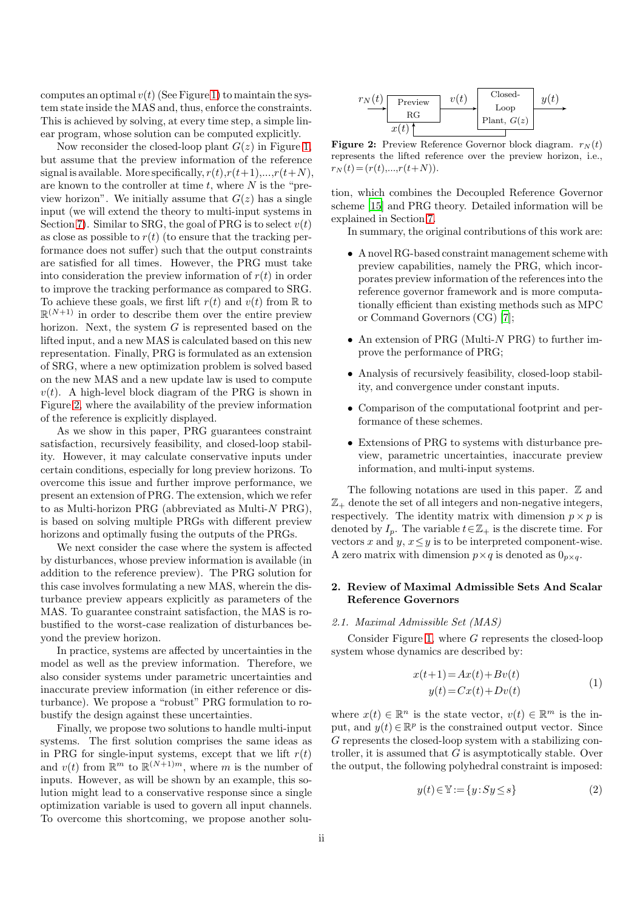computes an optimal $v(t)$ (See Figure 1) to maintain the system state inside the MAS and, thus, enforce the constraints. This is achieved by solving, at every time step, a simple linear program, whose solution can be computed explicitly.

Now reconsider the closed-loop plant $G(z)$ in Figure 1, but assume that the preview information of the reference signal is available. More specifically, $r(t)$,$r(t+1)$,...,$r(t+N)$, are known to the controller at time $t$, where $N$ is the "preview horizon". We initially assume that $G(z)$ has a single input (we will extend the theory to multi-input systems in Section 7). Similar to SRG, the goal of PRG is to select $v(t)$ as close as possible to $r(t)$ (to ensure that the tracking performance does not suffer) such that the output constraints are satisfied for all times. However, the PRG must take into consideration the preview information of $r(t)$ in order to improve the tracking performance as compared to SRG. To achieve these goals, we first lift $r(t)$ and $v(t)$ from $\mathbb{R}$ to $\mathbb{R}^{(N+1)}$ in order to describe them over the entire preview horizon. Next, the system $G$ is represented based on the lifted input, and a new MAS is calculated based on this new representation. Finally, PRG is formulated as an extension of SRG, where a new optimization problem is solved based on the new MAS and a new update law is used to compute $v(t)$. A high-level block diagram of the PRG is shown in Figure 2, where the availability of the preview information of the reference is explicitly displayed.

As we show in this paper, PRG guarantees constraint satisfaction, recursively feasibility, and closed-loop stability. However, it may calculate conservative inputs under certain conditions, especially for long preview horizons. To overcome this issue and further improve performance, we present an extension of PRG. The extension, which we refer to as Multi-horizon PRG (abbreviated as Multi-$N$ PRG), is based on solving multiple PRGs with different preview horizons and optimally fusing the outputs of the PRGs.

We next consider the case where the system is affected by disturbances, whose preview information is available (in addition to the reference preview). The PRG solution for this case involves formulating a new MAS, wherein the disturbance preview appears explicitly as parameters of the MAS. To guarantee constraint satisfaction, the MAS is robustified to the worst-case realization of disturbances beyond the preview horizon.

In practice, systems are affected by uncertainties in the model as well as the preview information. Therefore, we also consider systems under parametric uncertainties and inaccurate preview information (in either reference or disturbance). We propose a "robust" PRG formulation to robustify the design against these uncertainties.

Finally, we propose two solutions to handle multi-input systems. The first solution comprises the same ideas as in PRG for single-input systems, except that we lift $r(t)$ and $v(t)$ from $\mathbb{R}^m$ to $\mathbb{R}^{(N+1)m}$, where $m$ is the number of inputs. However, as will be shown by an example, this solution might lead to a conservative response since a single optimization variable is used to govern all input channels. To overcome this shortcoming, we propose another solution, which combines the Decoupled Reference Governor scheme [15] and PRG theory. Detailed information will be explained in Section 7.

**Figure 2:** Preview Reference Governor block diagram. $r_N(t)$ represents the lifted reference over the preview horizon, i.e., $r_N(t)=(r(t),...,r(t+N))$.

In summary, the original contributions of this work are:

- A novel RG-based constraint management scheme with preview capabilities, namely the PRG, which incorporates preview information of the references into the reference governor framework and is more computationally efficient than existing methods such as MPC or Command Governors (CG) [7];
- An extension of PRG (Multi-$N$ PRG) to further improve the performance of PRG;
- Analysis of recursively feasibility, closed-loop stability, and convergence under constant inputs.
- Comparison of the computational footprint and performance of these schemes.
- Extensions of PRG to systems with disturbance preview, parametric uncertainties, inaccurate preview information, and multi-input systems.

The following notations are used in this paper. $\mathbb{Z}$ and $\mathbb{Z}_+$ denote the set of all integers and non-negative integers, respectively. The identity matrix with dimension $p\times p$ is denoted by $I_p$. The variable $t\in\mathbb{Z}_+$ is the discrete time. For vectors $x$ and $y$, $x\leq y$ is to be interpreted component-wise. A zero matrix with dimension $p\times q$ is denoted as $0_{p\times q}$.

## 2. Review of Maximal Admissible Sets And Scalar Reference Governors

### 2.1. Maximal Admissible Set (MAS)

Consider Figure 1, where $G$ represents the closed-loop system whose dynamics are described by:

$$
\begin{aligned}
x(t+1) &= Ax(t)+Bv(t) \\
y(t) &= Cx(t)+Dv(t)
\end{aligned}
\tag{1}
$$

where $x(t)\in\mathbb{R}^n$ is the state vector, $v(t)\in\mathbb{R}^m$ is the input, and $y(t)\in\mathbb{R}^p$ is the constrained output vector. Since $G$ represents the closed-loop system with a stabilizing controller, it is assumed that $G$ is asymptotically stable. Over the output, the following polyhedral constraint is imposed:

$$
y(t)\in\mathbb{Y}:=\{y:Sy\leq s\}
\tag{2}
$$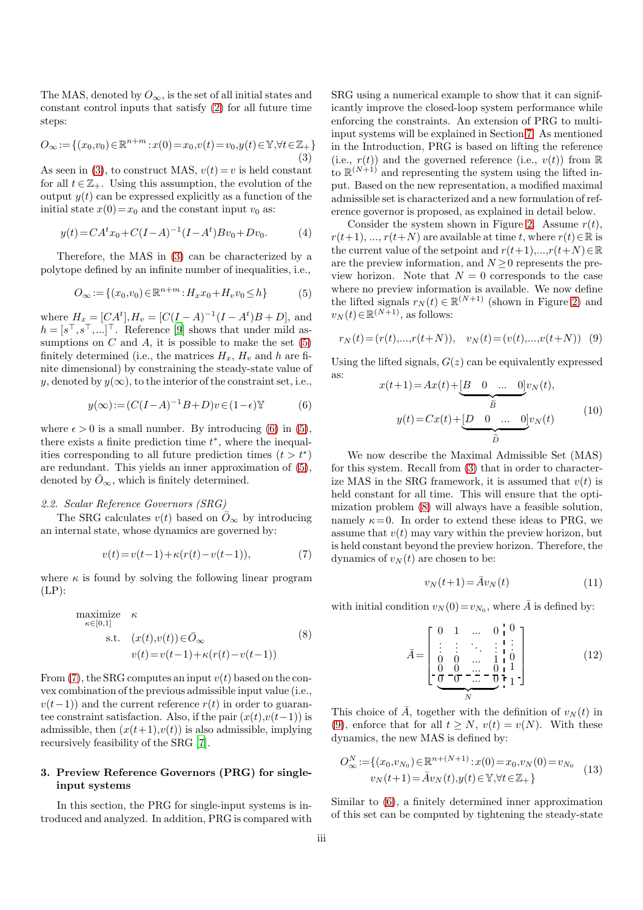The MAS, denoted by $O_\infty$, is the set of all initial states and constant control inputs that satisfy (2) for all future time steps:

$$O_\infty := \{(x_0,v_0)\in\mathbb{R}^{n+m} : x(0)=x_0, v(t)=v_0, y(t)\in\mathbb{Y}, \forall t\in\mathbb{Z}_+\} \tag{3}$$

As seen in (3), to construct MAS, $v(t)=v$ is held constant for all $t\in\mathbb{Z}_+$. Using this assumption, the evolution of the output $y(t)$ can be expressed explicitly as a function of the initial state $x(0)=x_0$ and the constant input $v_0$ as:

$$y(t) = CA^t x_0 + C(I-A)^{-1}(I-A^t)Bv_0 + Dv_0. \tag{4}$$

Therefore, the MAS in (3) can be characterized by a polytope defined by an infinite number of inequalities, i.e.,

$$O_\infty := \{(x_0,v_0)\in\mathbb{R}^{n+m} : H_x x_0 + H_v v_0 \leq h\} \tag{5}$$

where $H_x = [CA^t], H_v = [C(I-A)^{-1}(I-A^t)B + D]$, and $h = [s^\top, s^\top, \ldots]^\top$. Reference [9] shows that under mild assumptions on $C$ and $A$, it is possible to make the set (5) finitely determined (i.e., the matrices $H_x$, $H_v$ and $h$ are finite dimensional) by constraining the steady-state value of $y$, denoted by $y(\infty)$, to the interior of the constraint set, i.e.,

$$y(\infty) := (C(I-A)^{-1}B + D)v \in (1-\epsilon)\mathbb{Y} \tag{6}$$

where $\epsilon > 0$ is a small number. By introducing (6) in (5), there exists a finite prediction time $t^*$, where the inequalities corresponding to all future prediction times $(t > t^*)$ are redundant. This yields an inner approximation of (5), denoted by $\bar{O}_\infty$, which is finitely determined.

### 2.2. Scalar Reference Governors (SRG)

The SRG calculates $v(t)$ based on $\bar{O}_\infty$ by introducing an internal state, whose dynamics are governed by:

$$v(t) = v(t-1) + \kappa(r(t) - v(t-1)), \tag{7}$$

where $\kappa$ is found by solving the following linear program (LP):

$$\begin{aligned} \underset{\kappa\in[0,1]}{\text{maximize}} \quad & \kappa \\ \text{s.t.} \quad & (x(t), v(t)) \in \bar{O}_\infty \\ & v(t) = v(t-1) + \kappa(r(t) - v(t-1)) \end{aligned} \tag{8}$$

From (7), the SRG computes an input $v(t)$ based on the convex combination of the previous admissible input value (i.e., $v(t-1)$) and the current reference $r(t)$ in order to guarantee constraint satisfaction. Also, if the pair $(x(t), v(t-1))$ is admissible, then $(x(t+1), v(t))$ is also admissible, implying recursively feasibility of the SRG [7].

## 3. Preview Reference Governors (PRG) for single-input systems

In this section, the PRG for single-input systems is introduced and analyzed. In addition, PRG is compared with SRG using a numerical example to show that it can significantly improve the closed-loop system performance while enforcing the constraints. An extension of PRG to multi-input systems will be explained in Section 7. As mentioned in the Introduction, PRG is based on lifting the reference (i.e., $r(t)$) and the governed reference (i.e., $v(t)$) from $\mathbb{R}$ to $\mathbb{R}^{(N+1)}$ and representing the system using the lifted input. Based on the new representation, a modified maximal admissible set is characterized and a new formulation of reference governor is proposed, as explained in detail below.

Consider the system shown in Figure 2. Assume $r(t)$, $r(t+1)$, ..., $r(t+N)$ are available at time $t$, where $r(t)\in\mathbb{R}$ is the current value of the setpoint and $r(t+1),\ldots,r(t+N)\in\mathbb{R}$ are the preview information, and $N\geq 0$ represents the preview horizon. Note that $N=0$ corresponds to the case where no preview information is available. We now define the lifted signals $r_N(t)\in\mathbb{R}^{(N+1)}$ (shown in Figure 2) and $v_N(t)\in\mathbb{R}^{(N+1)}$, as follows:

$$r_N(t) = (r(t), \ldots, r(t+N)), \quad v_N(t) = (v(t), \ldots, v(t+N)) \tag{9}$$

Using the lifted signals, $G(z)$ can be equivalently expressed as:

$$\begin{aligned} x(t+1) &= Ax(t) + \underbrace{[B \quad 0 \quad \ldots \quad 0]}_{\tilde{B}} v_N(t), \\ y(t) &= Cx(t) + \underbrace{[D \quad 0 \quad \ldots \quad 0]}_{\tilde{D}} v_N(t) \end{aligned} \tag{10}$$

We now describe the Maximal Admissible Set (MAS) for this system. Recall from (3) that in order to characterize MAS in the SRG framework, it is assumed that $v(t)$ is held constant for all time. This will ensure that the optimization problem (8) will always have a feasible solution, namely $\kappa=0$. In order to extend these ideas to PRG, we assume that $v(t)$ may vary within the preview horizon, but is held constant beyond the preview horizon. Therefore, the dynamics of $v_N(t)$ are chosen to be:

$$v_N(t+1) = \bar{A} v_N(t) \tag{11}$$

with initial condition $v_N(0) = v_{N_0}$, where $\bar{A}$ is defined by:

$$\bar{A} = \left[\begin{array}{cccc|c} 0 & 1 & \ldots & 0 & 0 \\ \vdots & \vdots & \ddots & \vdots & \vdots \\ 0 & 0 & \ldots & 1 & 0 \\ 0 & 0 & \ldots & 0 & 1 \\ \hline \underbrace{0 \quad 0 \quad \ldots \quad 0}_{N} & & & & 1 \end{array}\right] \tag{12}$$

This choice of $\bar{A}$, together with the definition of $v_N(t)$ in (9), enforce that for all $t\geq N$, $v(t) = v(N)$. With these dynamics, the new MAS is defined by:

$$\begin{aligned} O_\infty^N := \{(x_0, v_{N_0}) \in \mathbb{R}^{n+(N+1)} : x(0) = x_0, v_N(0) = v_{N_0} \\ v_N(t+1) = \bar{A} v_N(t), y(t)\in\mathbb{Y}, \forall t\in\mathbb{Z}_+\} \end{aligned} \tag{13}$$

Similar to (6), a finitely determined inner approximation of this set can be computed by tightening the steady-state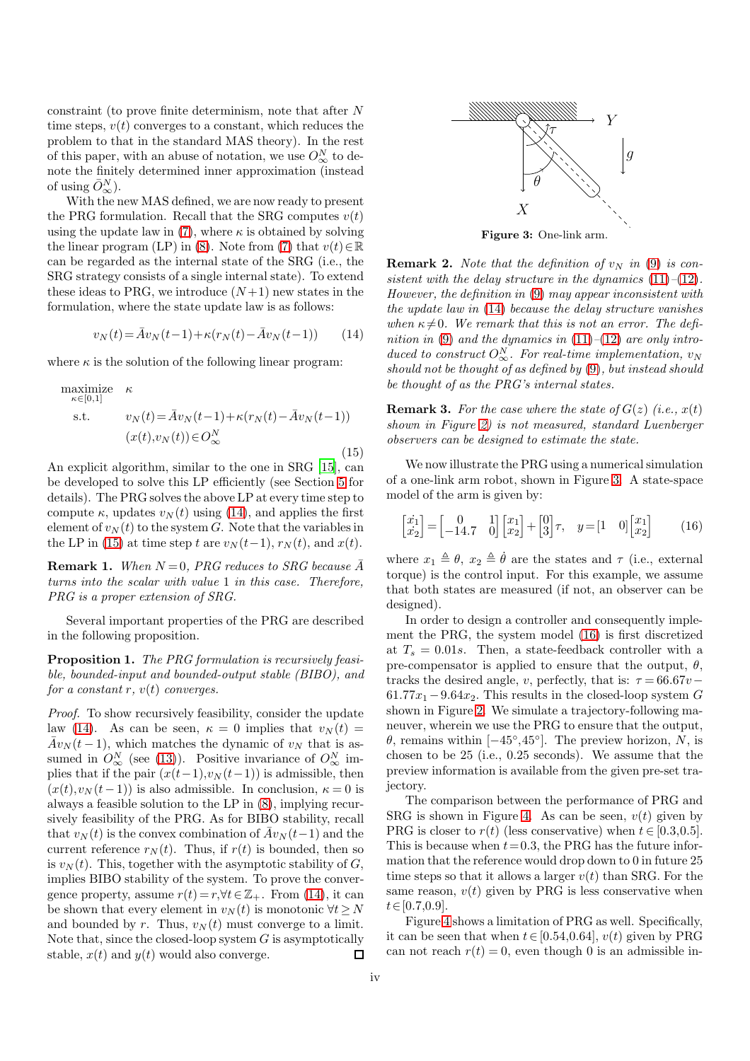constraint (to prove finite determinism, note that after $N$ time steps, $v(t)$ converges to a constant, which reduces the problem to that in the standard MAS theory). In the rest of this paper, with an abuse of notation, we use $O_\infty^N$ to denote the finitely determined inner approximation (instead of using $\tilde{O}_\infty^N$).

With the new MAS defined, we are now ready to present the PRG formulation. Recall that the SRG computes $v(t)$ using the update law in (7), where $\kappa$ is obtained by solving the linear program (LP) in (8). Note from (7) that $v(t) \in \mathbb{R}$ can be regarded as the internal state of the SRG (i.e., the SRG strategy consists of a single internal state). To extend these ideas to PRG, we introduce $(N+1)$ new states in the formulation, where the state update law is as follows:

$$v_N(t) = \bar{A} v_N(t-1) + \kappa (r_N(t) - \bar{A} v_N(t-1)) \tag{14}$$

where $\kappa$ is the solution of the following linear program:

$$\begin{aligned}
\underset{\kappa \in [0,1]}{\text{maximize}} \quad & \kappa \\
\text{s.t.} \quad & v_N(t) = \bar{A} v_N(t-1) + \kappa (r_N(t) - \bar{A} v_N(t-1)) \\
& (x(t), v_N(t)) \in O_\infty^N
\end{aligned} \tag{15}$$

An explicit algorithm, similar to the one in SRG [15], can be developed to solve this LP efficiently (see Section 5 for details). The PRG solves the above LP at every time step to compute $\kappa$, updates $v_N(t)$ using (14), and applies the first element of $v_N(t)$ to the system $G$. Note that the variables in the LP in (15) at time step $t$ are $v_N(t-1)$, $r_N(t)$, and $x(t)$.

**Remark 1.** *When $N = 0$, PRG reduces to SRG because $\bar{A}$ turns into the scalar with value 1 in this case. Therefore, PRG is a proper extension of SRG.*

Several important properties of the PRG are described in the following proposition.

**Proposition 1.** *The PRG formulation is recursively feasible, bounded-input and bounded-output stable (BIBO), and for a constant $r$, $v(t)$ converges.*

*Proof.* To show recursively feasibility, consider the update law (14). As can be seen, $\kappa = 0$ implies that $v_N(t) = \bar{A} v_N(t-1)$, which matches the dynamic of $v_N$ that is assumed in $O_\infty^N$ (see (13)). Positive invariance of $O_\infty^N$ implies that if the pair $(x(t-1), v_N(t-1))$ is admissible, then $(x(t), v_N(t-1))$ is also admissible. In conclusion, $\kappa = 0$ is always a feasible solution to the LP in (8), implying recursively feasibility of the PRG. As for BIBO stability, recall that $v_N(t)$ is the convex combination of $\bar{A} v_N(t-1)$ and the current reference $r_N(t)$. Thus, if $r(t)$ is bounded, then so is $v_N(t)$. This, together with the asymptotic stability of $G$, implies BIBO stability of the system. To prove the convergence property, assume $r(t) = r, \forall t \in \mathbb{Z}_+$. From (14), it can be shown that every element in $v_N(t)$ is monotonic $\forall t \geq N$ and bounded by $r$. Thus, $v_N(t)$ must converge to a limit. Note that, since the closed-loop system $G$ is asymptotically stable, $x(t)$ and $y(t)$ would also converge. □

Figure 3: One-link arm.

**Remark 2.** *Note that the definition of $v_N$ in (9) is consistent with the delay structure in the dynamics (11)–(12). However, the definition in (9) may appear inconsistent with the update law in (14) because the delay structure vanishes when $\kappa \neq 0$. We remark that this is not an error. The definition in (9) and the dynamics in (11)–(12) are only introduced to construct $O_\infty^N$. For real-time implementation, $v_N$ should not be thought of as defined by (9), but instead should be thought of as the PRG's internal states.*

**Remark 3.** *For the case where the state of $G(z)$ (i.e., $x(t)$ shown in Figure 2) is not measured, standard Luenberger observers can be designed to estimate the state.*

We now illustrate the PRG using a numerical simulation of a one-link arm robot, shown in Figure 3. A state-space model of the arm is given by:

$$\begin{bmatrix} \dot{x_1} \\ \dot{x_2} \end{bmatrix} = \begin{bmatrix} 0 & 1 \\ -14.7 & 0 \end{bmatrix} \begin{bmatrix} x_1 \\ x_2 \end{bmatrix} + \begin{bmatrix} 0 \\ 3 \end{bmatrix} \tau, \quad y = \begin{bmatrix} 1 & 0 \end{bmatrix} \begin{bmatrix} x_1 \\ x_2 \end{bmatrix} \tag{16}$$

where $x_1 \triangleq \theta$, $x_2 \triangleq \dot{\theta}$ are the states and $\tau$ (i.e., external torque) is the control input. For this example, we assume that both states are measured (if not, an observer can be designed).

In order to design a controller and consequently implement the PRG, the system model (16) is first discretized at $T_s = 0.01s$. Then, a state-feedback controller with a pre-compensator is applied to ensure that the output, $\theta$, tracks the desired angle, $v$, perfectly, that is: $\tau = 66.67v - 61.77x_1 - 9.64x_2$. This results in the closed-loop system $G$ shown in Figure 2. We simulate a trajectory-following maneuver, wherein we use the PRG to ensure that the output, $\theta$, remains within $[-45°, 45°]$. The preview horizon, $N$, is chosen to be 25 (i.e., 0.25 seconds). We assume that the preview information is available from the given pre-set trajectory.

The comparison between the performance of PRG and SRG is shown in Figure 4. As can be seen, $v(t)$ given by PRG is closer to $r(t)$ (less conservative) when $t \in [0.3, 0.5]$. This is because when $t = 0.3$, the PRG has the future information that the reference would drop down to 0 in future 25 time steps so that it allows a larger $v(t)$ than SRG. For the same reason, $v(t)$ given by PRG is less conservative when $t \in [0.7, 0.9]$.

Figure 4 shows a limitation of PRG as well. Specifically, it can be seen that when $t \in [0.54, 0.64]$, $v(t)$ given by PRG can not reach $r(t) = 0$, even though 0 is an admissible in-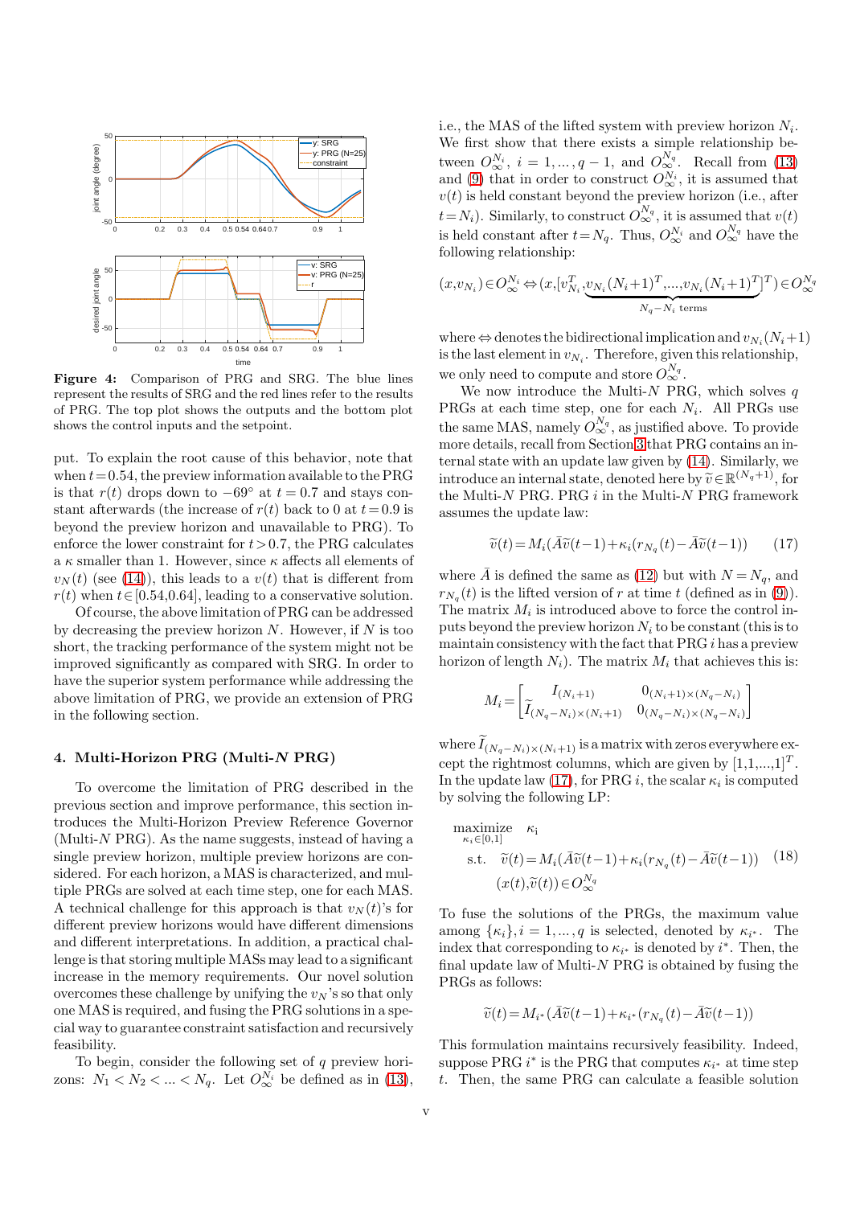**Figure 4:** Comparison of PRG and SRG. The blue lines represent the results of SRG and the red lines refer to the results of PRG. The top plot shows the outputs and the bottom plot shows the control inputs and the setpoint.

put. To explain the root cause of this behavior, note that when $t = 0.54$, the preview information available to the PRG is that $r(t)$ drops down to $-69°$ at $t = 0.7$ and stays constant afterwards (the increase of $r(t)$ back to 0 at $t = 0.9$ is beyond the preview horizon and unavailable to PRG). To enforce the lower constraint for $t > 0.7$, the PRG calculates a $\kappa$ smaller than 1. However, since $\kappa$ affects all elements of $v_N(t)$ (see (14)), this leads to a $v(t)$ that is different from $r(t)$ when $t \in [0.54, 0.64]$, leading to a conservative solution.

Of course, the above limitation of PRG can be addressed by decreasing the preview horizon $N$. However, if $N$ is too short, the tracking performance of the system might not be improved significantly as compared with SRG. In order to have the superior system performance while addressing the above limitation of PRG, we provide an extension of PRG in the following section.

## 4. Multi-Horizon PRG (Multi-$N$ PRG)

To overcome the limitation of PRG described in the previous section and improve performance, this section introduces the Multi-Horizon Preview Reference Governor (Multi-$N$ PRG). As the name suggests, instead of having a single preview horizon, multiple preview horizons are considered. For each horizon, a MAS is characterized, and multiple PRGs are solved at each time step, one for each MAS. A technical challenge for this approach is that $v_N(t)$'s for different preview horizons would have different dimensions and different interpretations. In addition, a practical challenge is that storing multiple MASs may lead to a significant increase in the memory requirements. Our novel solution overcomes these challenge by unifying the $v_N$'s so that only one MAS is required, and fusing the PRG solutions in a special way to guarantee constraint satisfaction and recursively feasibility.

To begin, consider the following set of $q$ preview horizons: $N_1 < N_2 < \ldots < N_q$. Let $O_\infty^{N_i}$ be defined as in (13), i.e., the MAS of the lifted system with preview horizon $N_i$. We first show that there exists a simple relationship between $O_\infty^{N_i}$, $i = 1, \ldots, q-1$, and $O_\infty^{N_q}$. Recall from (13) and (9) that in order to construct $O_\infty^{N_i}$, it is assumed that $v(t)$ is held constant beyond the preview horizon (i.e., after $t = N_i$). Similarly, to construct $O_\infty^{N_q}$, it is assumed that $v(t)$ is held constant after $t = N_q$. Thus, $O_\infty^{N_i}$ and $O_\infty^{N_q}$ have the following relationship:

$$(x, v_{N_i}) \in O_\infty^{N_i} \Leftrightarrow (x, [v_{N_i}^T, \underbrace{v_{N_i}(N_i+1)^T, \ldots, v_{N_i}(N_i+1)^T}_{N_q - N_i \text{ terms}}]^T) \in O_\infty^{N_q}$$

where $\Leftrightarrow$ denotes the bidirectional implication and $v_{N_i}(N_i+1)$ is the last element in $v_{N_i}$. Therefore, given this relationship, we only need to compute and store $O_\infty^{N_q}$.

We now introduce the Multi-$N$ PRG, which solves $q$ PRGs at each time step, one for each $N_i$. All PRGs use the same MAS, namely $O_\infty^{N_q}$, as justified above. To provide more details, recall from Section 3 that PRG contains an internal state with an update law given by (14). Similarly, we introduce an internal state, denoted here by $\widetilde{v} \in \mathbb{R}^{(N_q+1)}$, for the Multi-$N$ PRG. PRG $i$ in the Multi-$N$ PRG framework assumes the update law:

$$\widetilde{v}(t) = M_i(\bar{A}\widetilde{v}(t-1) + \kappa_i(r_{N_q}(t) - \bar{A}\widetilde{v}(t-1)) \qquad (17)$$

where $\bar{A}$ is defined the same as (12) but with $N = N_q$, and $r_{N_q}(t)$ is the lifted version of $r$ at time $t$ (defined as in (9)). The matrix $M_i$ is introduced above to force the control inputs beyond the preview horizon $N_i$ to be constant (this is to maintain consistency with the fact that PRG $i$ has a preview horizon of length $N_i$). The matrix $M_i$ that achieves this is:

$$M_i = \begin{bmatrix} I_{(N_i+1)} & 0_{(N_i+1)\times(N_q-N_i)} \\ \widetilde{I}_{(N_q-N_i)\times(N_i+1)} & 0_{(N_q-N_i)\times(N_q-N_i)} \end{bmatrix}$$

where $\widetilde{I}_{(N_q-N_i)\times(N_i+1)}$ is a matrix with zeros everywhere except the rightmost columns, which are given by $[1,1,...,1]^T$. In the update law (17), for PRG $i$, the scalar $\kappa_i$ is computed by solving the following LP:

$$\begin{aligned} \underset{\kappa_i \in [0,1]}{\text{maximize}} \quad & \kappa_i \\ \text{s.t.} \quad & \widetilde{v}(t) = M_i(\bar{A}\widetilde{v}(t-1) + \kappa_i(r_{N_q}(t) - \bar{A}\widetilde{v}(t-1)) \\ & (x(t), \widetilde{v}(t)) \in O_\infty^{N_q} \end{aligned} \qquad (18)$$

To fuse the solutions of the PRGs, the maximum value among $\{\kappa_i\}, i = 1, \ldots, q$ is selected, denoted by $\kappa_{i^*}$. The index that corresponding to $\kappa_{i^*}$ is denoted by $i^*$. Then, the final update law of Multi-$N$ PRG is obtained by fusing the PRGs as follows:

$$\widetilde{v}(t) = M_{i^*}(\bar{A}\widetilde{v}(t-1) + \kappa_{i^*}(r_{N_q}(t) - \bar{A}\widetilde{v}(t-1))$$

This formulation maintains recursively feasibility. Indeed, suppose PRG $i^*$ is the PRG that computes $\kappa_{i^*}$ at time step $t$. Then, the same PRG can calculate a feasible solution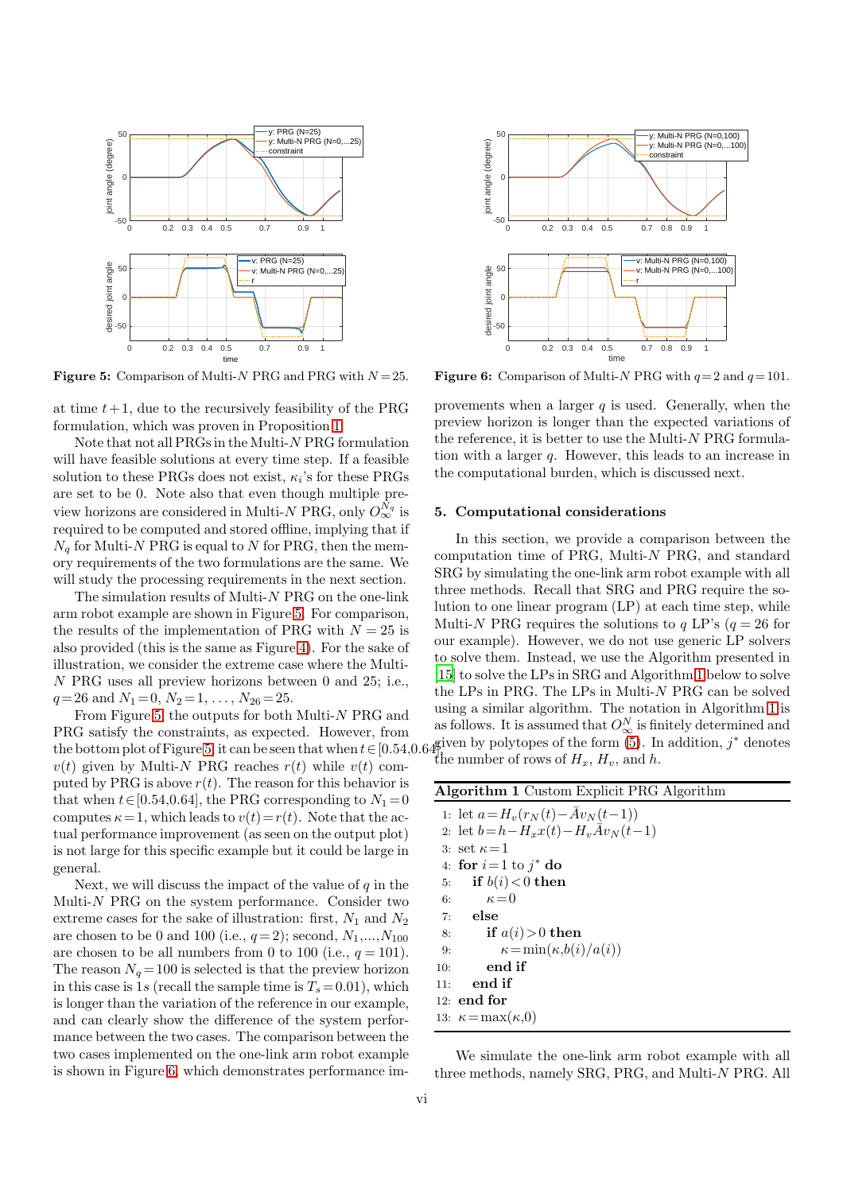**Figure 5:** Comparison of Multi-$N$ PRG and PRG with $N = 25$.

**Figure 6:** Comparison of Multi-$N$ PRG with $q = 2$ and $q = 101$.

at time $t+1$, due to the recursively feasibility of the PRG formulation, which was proven in Proposition 1.

Note that not all PRGs in the Multi-$N$ PRG formulation will have feasible solutions at every time step. If a feasible solution to these PRGs does not exist, $\kappa_i$'s for these PRGs are set to be 0. Note also that even though multiple preview horizons are considered in Multi-$N$ PRG, only $O_\infty^{N_q}$ is required to be computed and stored offline, implying that if $N_q$ for Multi-$N$ PRG is equal to $N$ for PRG, then the memory requirements of the two formulations are the same. We will study the processing requirements in the next section.

The simulation results of Multi-$N$ PRG on the one-link arm robot example are shown in Figure 5. For comparison, the results of the implementation of PRG with $N = 25$ is also provided (this is the same as Figure 4). For the sake of illustration, we consider the extreme case where the Multi-$N$ PRG uses all preview horizons between 0 and 25; i.e., $q = 26$ and $N_1 = 0$, $N_2 = 1$, …, $N_{26} = 25$.

From Figure 5, the outputs for both Multi-$N$ PRG and PRG satisfy the constraints, as expected. However, from the bottom plot of Figure 5, it can be seen that when $t \in [0.54, 0.64]$, $v(t)$ given by Multi-$N$ PRG reaches $r(t)$ while $v(t)$ computed by PRG is above $r(t)$. The reason for this behavior is that when $t \in [0.54, 0.64]$, the PRG corresponding to $N_1 = 0$ computes $\kappa = 1$, which leads to $v(t) = r(t)$. Note that the actual performance improvement (as seen on the output plot) is not large for this specific example but it could be large in general.

Next, we will discuss the impact of the value of $q$ in the Multi-$N$ PRG on the system performance. Consider two extreme cases for the sake of illustration: first, $N_1$ and $N_2$ are chosen to be 0 and 100 (i.e., $q = 2$); second, $N_1, \ldots, N_{100}$ are chosen to be all numbers from 0 to 100 (i.e., $q = 101$). The reason $N_q = 100$ is selected is that the preview horizon in this case is $1s$ (recall the sample time is $T_s = 0.01$), which is longer than the variation of the reference in our example, and can clearly show the difference of the system performance between the two cases. The comparison between the two cases implemented on the one-link arm robot example is shown in Figure 6, which demonstrates performance improvements when a larger $q$ is used. Generally, when the preview horizon is longer than the expected variations of the reference, it is better to use the Multi-$N$ PRG formulation with a larger $q$. However, this leads to an increase in the computational burden, which is discussed next.

## 5. Computational considerations

In this section, we provide a comparison between the computation time of PRG, Multi-$N$ PRG, and standard SRG by simulating the one-link arm robot example with all three methods. Recall that SRG and PRG require the solution to one linear program (LP) at each time step, while Multi-$N$ PRG requires the solutions to $q$ LP's ($q = 26$ for our example). However, we do not use generic LP solvers to solve them. Instead, we use the Algorithm presented in [15] to solve the LPs in SRG and Algorithm 1 below to solve the LPs in PRG. The LPs in Multi-$N$ PRG can be solved using a similar algorithm. The notation in Algorithm 1 is as follows. It is assumed that $O_\infty^N$ is finitely determined and given by polytopes of the form (5). In addition, $j^*$ denotes the number of rows of $H_x$, $H_v$, and $h$.

**Algorithm 1** Custom Explicit PRG Algorithm

```
1:  let a = H_v(r_N(t) − Ā v_N(t−1))
2:  let b = h − H_x x(t) − H_v Ā v_N(t−1)
3:  set κ = 1
4:  for i = 1 to j* do
5:      if b(i) < 0 then
6:          κ = 0
7:      else
8:          if a(i) > 0 then
9:              κ = min(κ, b(i)/a(i))
10:         end if
11:     end if
12: end for
13: κ = max(κ, 0)
```

We simulate the one-link arm robot example with all three methods, namely SRG, PRG, and Multi-$N$ PRG. All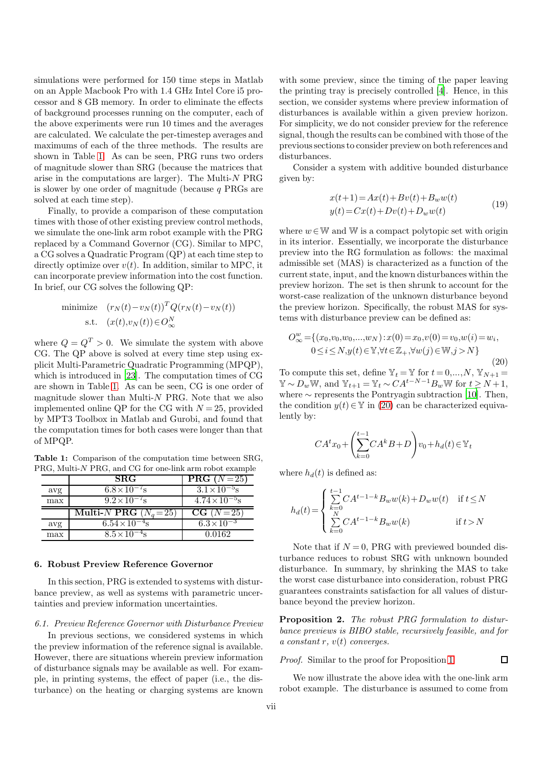simulations were performed for 150 time steps in Matlab on an Apple Macbook Pro with 1.4 GHz Intel Core i5 processor and 8 GB memory. In order to eliminate the effects of background processes running on the computer, each of the above experiments were run 10 times and the averages are calculated. We calculate the per-timestep averages and maximums of each of the three methods. The results are shown in Table 1. As can be seen, PRG runs two orders of magnitude slower than SRG (because the matrices that arise in the computations are larger). The Multi-$N$ PRG is slower by one order of magnitude (because $q$ PRGs are solved at each time step).

Finally, to provide a comparison of these computation times with those of other existing preview control methods, we simulate the one-link arm robot example with the PRG replaced by a Command Governor (CG). Similar to MPC, a CG solves a Quadratic Program (QP) at each time step to directly optimize over $v(t)$. In addition, similar to MPC, it can incorporate preview information into the cost function. In brief, our CG solves the following QP:

$$\begin{aligned} \text{minimize} \quad & (r_N(t)-v_N(t))^T Q(r_N(t)-v_N(t)) \\ \text{s.t.} \quad & (x(t),v_N(t)) \in O_\infty^N \end{aligned}$$

where $Q = Q^T > 0$. We simulate the system with above CG. The QP above is solved at every time step using explicit Multi-Parametric Quadratic Programming (MPQP), which is introduced in [23]. The computation times of CG are shown in Table 1. As can be seen, CG is one order of magnitude slower than Multi-$N$ PRG. Note that we also implemented online QP for the CG with $N = 25$, provided by MPT3 Toolbox in Matlab and Gurobi, and found that the computation times for both cases were longer than that of MPQP.

**Table 1:** Comparison of the computation time between SRG, PRG, Multi-$N$ PRG, and CG for one-link arm robot example

| | **SRG** | **PRG** ($N=25$) |
|---|---|---|
| avg | $6.8\times10^{-7}$s | $3.1\times10^{-5}$s |
| max | $9.2\times10^{-7}$s | $4.74\times10^{-5}$s |
| | **Multi-$N$ PRG** ($N_q=25$) | **CG** ($N=25$) |
| avg | $6.54\times10^{-4}$s | $6.3\times10^{-3}$ |
| max | $8.5\times10^{-4}$s | 0.0162 |

## 6. Robust Preview Reference Governor

In this section, PRG is extended to systems with disturbance preview, as well as systems with parametric uncertainties and preview information uncertainties.

### 6.1. Preview Reference Governor with Disturbance Preview

In previous sections, we considered systems in which the preview information of the reference signal is available. However, there are situations wherein preview information of disturbance signals may be available as well. For example, in printing systems, the effect of paper (i.e., the disturbance) on the heating or charging systems are known with some preview, since the timing of the paper leaving the printing tray is precisely controlled [4]. Hence, in this section, we consider systems where preview information of disturbances is available within a given preview horizon. For simplicity, we do not consider preview for the reference signal, though the results can be combined with those of the previous sections to consider preview on both references and disturbances.

Consider a system with additive bounded disturbance given by:

$$\begin{aligned} x(t+1) &= Ax(t)+Bv(t)+B_w w(t) \\ y(t) &= Cx(t)+Dv(t)+D_w w(t) \end{aligned} \tag{19}$$

where $w \in \mathbb{W}$ and $\mathbb{W}$ is a compact polytopic set with origin in its interior. Essentially, we incorporate the disturbance preview into the RG formulation as follows: the maximal admissible set (MAS) is characterized as a function of the current state, input, and the known disturbances within the preview horizon. The set is then shrunk to account for the worst-case realization of the unknown disturbance beyond the preview horizon. Specifically, the robust MAS for systems with disturbance preview can be defined as:

$$\begin{aligned} O_\infty^w = \{ & (x_0,v_0,w_0,\dots,w_N) : x(0)=x_0, v(0)=v_0, w(i)=w_i, \\ & 0 \le i \le N, y(t) \in \mathbb{Y}, \forall t \in \mathbb{Z}_+, \forall w(j) \in \mathbb{W}, j > N \} \end{aligned} \tag{20}$$

To compute this set, define $\mathbb{Y}_t = \mathbb{Y}$ for $t = 0,\dots,N$, $\mathbb{Y}_{N+1} = \mathbb{Y} \sim D_w \mathbb{W}$, and $\mathbb{Y}_{t+1} = \mathbb{Y}_t \sim CA^{t-N-1} B_w \mathbb{W}$ for $t \ge N+1$, where $\sim$ represents the Pontryagin subtraction [10]. Then, the condition $y(t) \in \mathbb{Y}$ in (20) can be characterized equivalently by:

$$CA^t x_0 + \left( \sum_{k=0}^{t-1} CA^k B + D \right) v_0 + h_d(t) \in \mathbb{Y}_t$$

where $h_d(t)$ is defined as:

$$h_d(t) = \begin{cases} \sum_{k=0}^{t-1} CA^{t-1-k} B_w w(k) + D_w w(t) & \text{if } t \le N \\ \sum_{k=0}^{N} CA^{t-1-k} B_w w(k) & \text{if } t > N \end{cases}$$

Note that if $N = 0$, PRG with previewed bounded disturbance reduces to robust SRG with unknown bounded disturbance. In summary, by shrinking the MAS to take the worst case disturbance into consideration, robust PRG guarantees constraints satisfaction for all values of disturbance beyond the preview horizon.

**Proposition 2.** *The robust PRG formulation to disturbance previews is BIBO stable, recursively feasible, and for a constant $r$, $v(t)$ converges.*

*Proof.* Similar to the proof for Proposition 1. □

We now illustrate the above idea with the one-link arm robot example. The disturbance is assumed to come from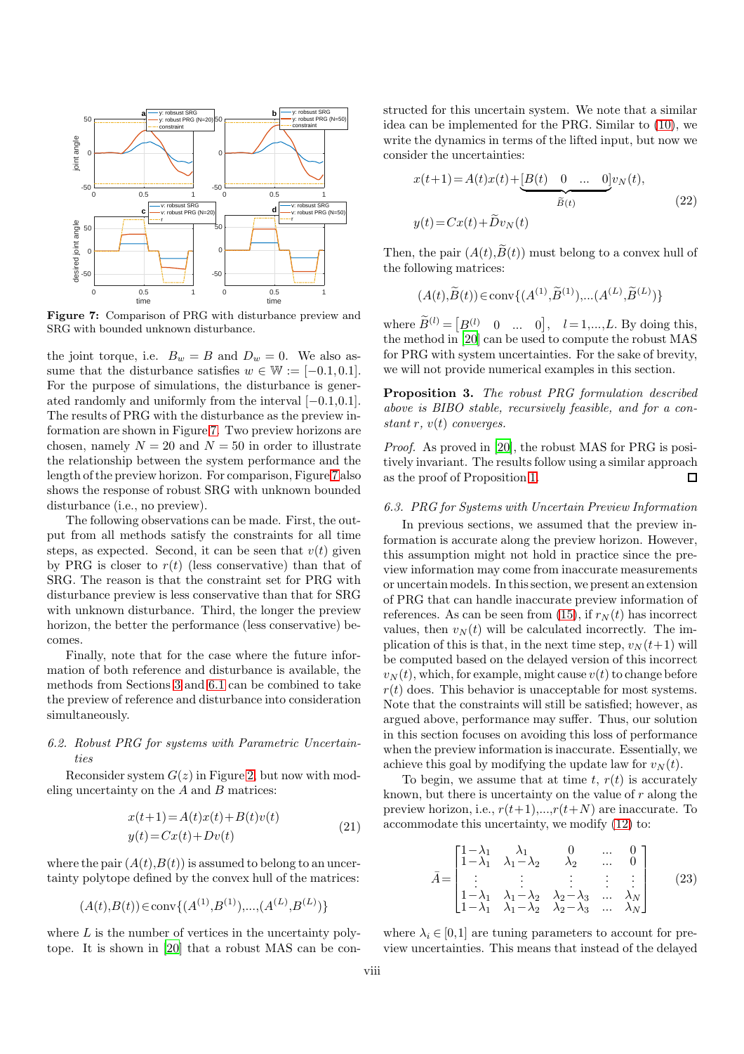**Figure 7:** Comparison of PRG with disturbance preview and SRG with bounded unknown disturbance.

the joint torque, i.e. $B_w = B$ and $D_w = 0$. We also assume that the disturbance satisfies $w \in \mathbb{W} := [-0.1, 0.1]$. For the purpose of simulations, the disturbance is generated randomly and uniformly from the interval $[-0.1, 0.1]$. The results of PRG with the disturbance as the preview information are shown in Figure 7. Two preview horizons are chosen, namely $N = 20$ and $N = 50$ in order to illustrate the relationship between the system performance and the length of the preview horizon. For comparison, Figure 7 also shows the response of robust SRG with unknown bounded disturbance (i.e., no preview).

The following observations can be made. First, the output from all methods satisfy the constraints for all time steps, as expected. Second, it can be seen that $v(t)$ given by PRG is closer to $r(t)$ (less conservative) than that of SRG. The reason is that the constraint set for PRG with disturbance preview is less conservative than that for SRG with unknown disturbance. Third, the longer the preview horizon, the better the performance (less conservative) becomes.

Finally, note that for the case where the future information of both reference and disturbance is available, the methods from Sections 3 and 6.1 can be combined to take the preview of reference and disturbance into consideration simultaneously.

### 6.2. Robust PRG for systems with Parametric Uncertainties

Reconsider system $G(z)$ in Figure 2, but now with modeling uncertainty on the $A$ and $B$ matrices:

$$
\begin{aligned}
x(t+1) &= A(t)x(t) + B(t)v(t) \\
y(t) &= Cx(t) + Dv(t)
\end{aligned}
\tag{21}
$$

where the pair $(A(t), B(t))$ is assumed to belong to an uncertainty polytope defined by the convex hull of the matrices:

$$
(A(t), B(t)) \in \text{conv}\{(A^{(1)}, B^{(1)}), \ldots, (A^{(L)}, B^{(L)})\}
$$

where $L$ is the number of vertices in the uncertainty polytope. It is shown in [20] that a robust MAS can be constructed for this uncertain system. We note that a similar idea can be implemented for the PRG. Similar to (10), we write the dynamics in terms of the lifted input, but now we consider the uncertainties:

$$
\begin{aligned}
x(t+1) &= A(t)x(t) + \underbrace{\begin{bmatrix} B(t) & 0 & \ldots & 0 \end{bmatrix}}_{\widetilde{B}(t)} v_N(t), \\
y(t) &= Cx(t) + \widetilde{D}v_N(t)
\end{aligned}
\tag{22}
$$

Then, the pair $(A(t), \widetilde{B}(t))$ must belong to a convex hull of the following matrices:

$$
(A(t), \widetilde{B}(t)) \in \text{conv}\{(A^{(1)}, \widetilde{B}^{(1)}), \ldots (A^{(L)}, \widetilde{B}^{(L)})\}
$$

where $\widetilde{B}^{(l)} = \begin{bmatrix} B^{(l)} & 0 & \ldots & 0 \end{bmatrix}$, $l = 1, \ldots, L$. By doing this, the method in [20] can be used to compute the robust MAS for PRG with system uncertainties. For the sake of brevity, we will not provide numerical examples in this section.

**Proposition 3.** *The robust PRG formulation described above is BIBO stable, recursively feasible, and for a constant $r$, $v(t)$ converges.*

*Proof.* As proved in [20], the robust MAS for PRG is positively invariant. The results follow using a similar approach as the proof of Proposition 1. □

### 6.3. PRG for Systems with Uncertain Preview Information

In previous sections, we assumed that the preview information is accurate along the preview horizon. However, this assumption might not hold in practice since the preview information may come from inaccurate measurements or uncertain models. In this section, we present an extension of PRG that can handle inaccurate preview information of references. As can be seen from (15), if $r_N(t)$ has incorrect values, then $v_N(t)$ will be calculated incorrectly. The implication of this is that, in the next time step, $v_N(t+1)$ will be computed based on the delayed version of this incorrect $v_N(t)$, which, for example, might cause $v(t)$ to change before $r(t)$ does. This behavior is unacceptable for most systems. Note that the constraints will still be satisfied; however, as argued above, performance may suffer. Thus, our solution in this section focuses on avoiding this loss of performance when the preview information is inaccurate. Essentially, we achieve this goal by modifying the update law for $v_N(t)$.

To begin, we assume that at time $t$, $r(t)$ is accurately known, but there is uncertainty on the value of $r$ along the preview horizon, i.e., $r(t+1), \ldots, r(t+N)$ are inaccurate. To accommodate this uncertainty, we modify (12) to:

$$
\bar{A} = \begin{bmatrix}
1-\lambda_1 & \lambda_1 & 0 & \ldots & 0 \\
1-\lambda_1 & \lambda_1-\lambda_2 & \lambda_2 & \ldots & 0 \\
\vdots & \vdots & \vdots & \vdots & \vdots \\
1-\lambda_1 & \lambda_1-\lambda_2 & \lambda_2-\lambda_3 & \ldots & \lambda_N \\
1-\lambda_1 & \lambda_1-\lambda_2 & \lambda_2-\lambda_3 & \ldots & \lambda_N
\end{bmatrix}
\tag{23}
$$

where $\lambda_i \in [0, 1]$ are tuning parameters to account for preview uncertainties. This means that instead of the delayed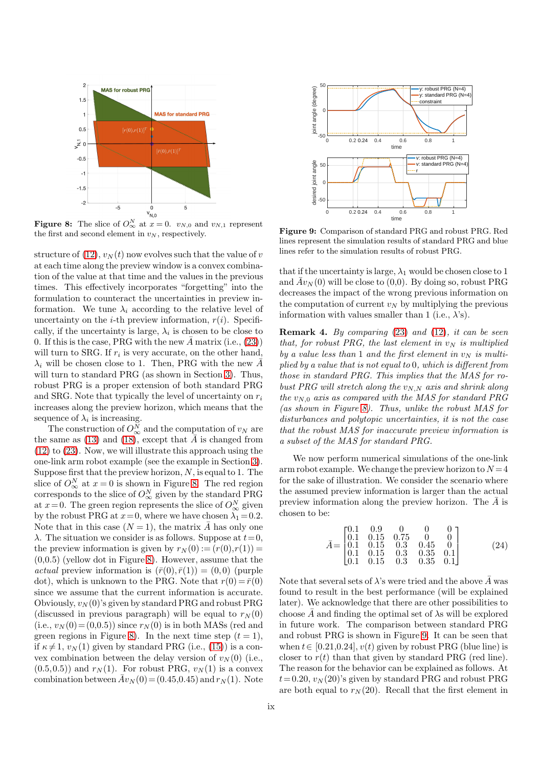**Figure 8:** The slice of $O_\infty^N$ at $x=0$. $v_{N,0}$ and $v_{N,1}$ represent the first and second element in $v_N$, respectively.

structure of (12), $v_N(t)$ now evolves such that the value of $v$ at each time along the preview window is a convex combination of the value at that time and the values in the previous times. This effectively incorporates "forgetting" into the formulation to counteract the uncertainties in preview information. We tune $\lambda_i$ according to the relative level of uncertainty on the $i$-th preview information, $r(i)$. Specifically, if the uncertainty is large, $\lambda_i$ is chosen to be close to 0. If this is the case, PRG with the new $\bar{A}$ matrix (i.e., (23)) will turn to SRG. If $r_i$ is very accurate, on the other hand, $\lambda_i$ will be chosen close to 1. Then, PRG with the new $\bar{A}$ will turn to standard PRG (as shown in Section 3). Thus, robust PRG is a proper extension of both standard PRG and SRG. Note that typically the level of uncertainty on $r_i$ increases along the preview horizon, which means that the sequence of $\lambda_i$ is increasing.

The construction of $O_\infty^N$ and the computation of $v_N$ are the same as (13) and (18), except that $\bar{A}$ is changed from (12) to (23). Now, we will illustrate this approach using the one-link arm robot example (see the example in Section 3). Suppose first that the preview horizon, $N$, is equal to 1. The slice of $O_\infty^N$ at $x=0$ is shown in Figure 8. The red region corresponds to the slice of $O_\infty^N$ given by the standard PRG at $x=0$. The green region represents the slice of $O_\infty^N$ given by the robust PRG at $x=0$, where we have chosen $\lambda_1=0.2$. Note that in this case ($N=1$), the matrix $\bar{A}$ has only one $\lambda$. The situation we consider is as follows. Suppose at $t=0$, the preview information is given by $r_N(0):=(r(0),r(1))=(0,0.5)$ (yellow dot in Figure 8). However, assume that the *actual* preview information is $(\bar{r}(0),\bar{r}(1))=(0,0)$ (purple dot), which is unknown to the PRG. Note that $r(0)=\bar{r}(0)$ since we assume that the current information is accurate. Obviously, $v_N(0)$'s given by standard PRG and robust PRG (discussed in previous paragraph) will be equal to $r_N(0)$ (i.e., $v_N(0)=(0,0.5)$) since $r_N(0)$ is in both MASs (red and green regions in Figure 8). In the next time step ($t=1$), if $\kappa\neq 1$, $v_N(1)$ given by standard PRG (i.e., (15)) is a convex combination between the delay version of $v_N(0)$ (i.e., $(0.5,0.5)$) and $r_N(1)$. For robust PRG, $v_N(1)$ is a convex combination between $\bar{A}v_N(0)=(0.45,0.45)$ and $r_N(1)$. Note that if the uncertainty is large, $\lambda_1$ would be chosen close to 1 and $\bar{A}v_N(0)$ will be close to $(0,0)$. By doing so, robust PRG decreases the impact of the wrong previous information on the computation of current $v_N$ by multiplying the previous information with values smaller than 1 (i.e., $\lambda$'s).

**Figure 9:** Comparison of standard PRG and robust PRG. Red lines represent the simulation results of standard PRG and blue lines refer to the simulation results of robust PRG.

**Remark 4.** *By comparing (23) and (12), it can be seen that, for robust PRG, the last element in $v_N$ is multiplied by a value less than 1 and the first element in $v_N$ is multiplied by a value that is not equal to 0, which is different from those in standard PRG. This implies that the MAS for robust PRG will stretch along the $v_{N,N}$ axis and shrink along the $v_{N,0}$ axis as compared with the MAS for standard PRG (as shown in Figure 8). Thus, unlike the robust MAS for disturbances and polytopic uncertainties, it is not the case that the robust MAS for inaccurate preview information is a subset of the MAS for standard PRG.*

We now perform numerical simulations of the one-link arm robot example. We change the preview horizon to $N=4$ for the sake of illustration. We consider the scenario where the assumed preview information is larger than the actual preview information along the preview horizon. The $\bar{A}$ is chosen to be:

$$\bar{A}=\begin{bmatrix} 0.1 & 0.9 & 0 & 0 & 0 \\ 0.1 & 0.15 & 0.75 & 0 & 0 \\ 0.1 & 0.15 & 0.3 & 0.45 & 0 \\ 0.1 & 0.15 & 0.3 & 0.35 & 0.1 \\ 0.1 & 0.15 & 0.3 & 0.35 & 0.1 \end{bmatrix} \tag{24}$$

Note that several sets of $\lambda$'s were tried and the above $\bar{A}$ was found to result in the best performance (will be explained later). We acknowledge that there are other possibilities to choose $\bar{A}$ and finding the optimal set of $\lambda$s will be explored in future work. The comparison between standard PRG and robust PRG is shown in Figure 9. It can be seen that when $t\in[0.21,0.24]$, $v(t)$ given by robust PRG (blue line) is closer to $r(t)$ than that given by standard PRG (red line). The reason for the behavior can be explained as follows. At $t=0.20$, $v_N(20)$'s given by standard PRG and robust PRG are both equal to $r_N(20)$. Recall that the first element in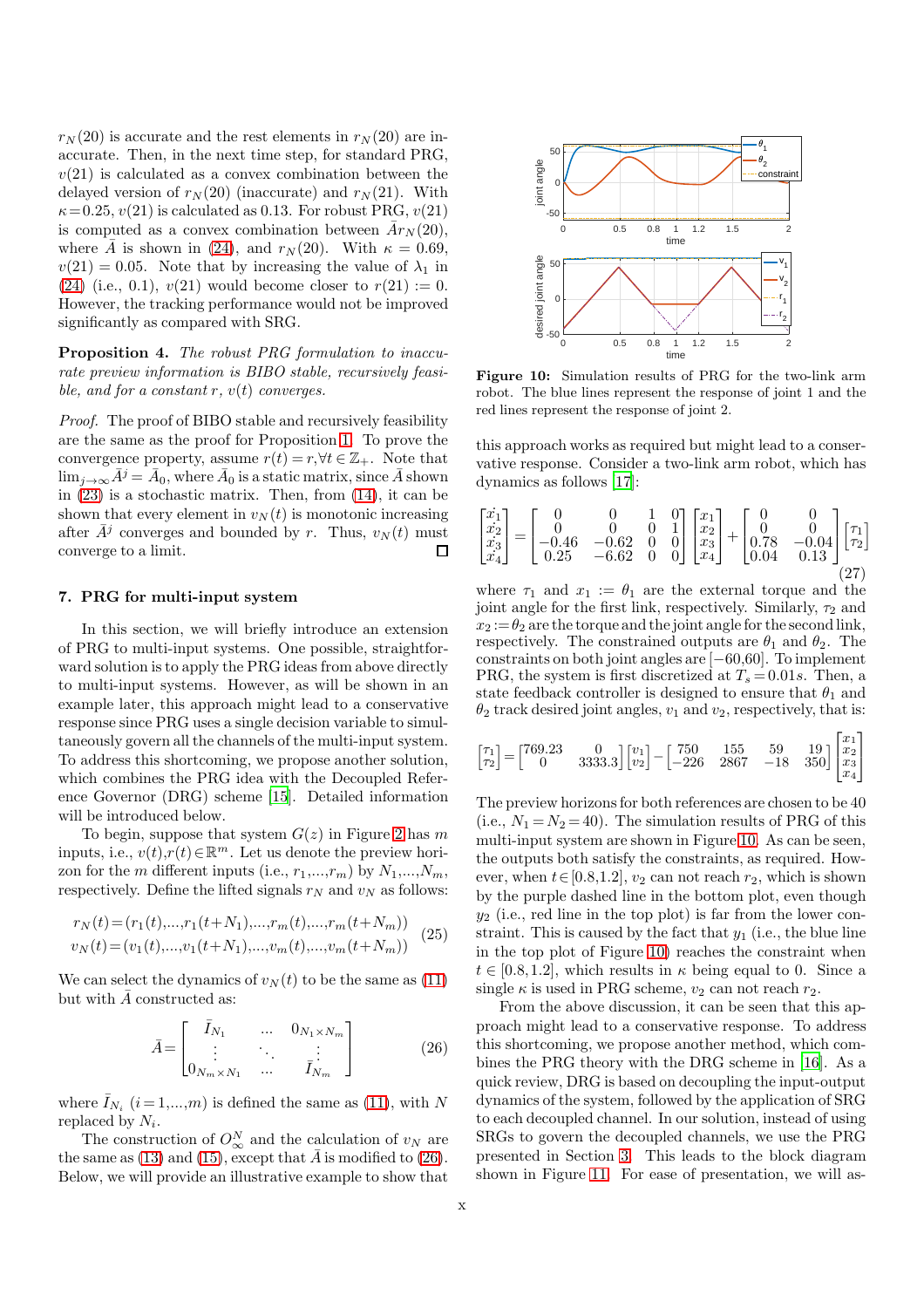$r_N(20)$ is accurate and the rest elements in $r_N(20)$ are inaccurate. Then, in the next time step, for standard PRG, $v(21)$ is calculated as a convex combination between the delayed version of $r_N(20)$ (inaccurate) and $r_N(21)$. With $\kappa = 0.25$, $v(21)$ is calculated as 0.13. For robust PRG, $v(21)$ is computed as a convex combination between $\bar{A}r_N(20)$, where $\bar{A}$ is shown in (24), and $r_N(20)$. With $\kappa = 0.69$, $v(21) = 0.05$. Note that by increasing the value of $\lambda_1$ in (24) (i.e., 0.1), $v(21)$ would become closer to $r(21) := 0$. However, the tracking performance would not be improved significantly as compared with SRG.

**Proposition 4.** *The robust PRG formulation to inaccurate preview information is BIBO stable, recursively feasible, and for a constant $r$, $v(t)$ converges.*

*Proof.* The proof of BIBO stable and recursively feasibility are the same as the proof for Proposition 1. To prove the convergence property, assume $r(t) = r, \forall t \in \mathbb{Z}_+$. Note that $\lim_{j\to\infty} \bar{A}^j = \bar{A}_0$, where $\bar{A}_0$ is a static matrix, since $\bar{A}$ shown in (23) is a stochastic matrix. Then, from (14), it can be shown that every element in $v_N(t)$ is monotonic increasing after $\bar{A}^j$ converges and bounded by $r$. Thus, $v_N(t)$ must converge to a limit. □

## 7. PRG for multi-input system

In this section, we will briefly introduce an extension of PRG to multi-input systems. One possible, straightforward solution is to apply the PRG ideas from above directly to multi-input systems. However, as will be shown in an example later, this approach might lead to a conservative response since PRG uses a single decision variable to simultaneously govern all the channels of the multi-input system. To address this shortcoming, we propose another solution, which combines the PRG idea with the Decoupled Reference Governor (DRG) scheme [15]. Detailed information will be introduced below.

To begin, suppose that system $G(z)$ in Figure 2 has $m$ inputs, i.e., $v(t), r(t) \in \mathbb{R}^m$. Let us denote the preview horizon for the $m$ different inputs (i.e., $r_1, \ldots, r_m$) by $N_1, \ldots, N_m$, respectively. Define the lifted signals $r_N$ and $v_N$ as follows:

$$
\begin{aligned}
r_N(t) &= (r_1(t), \ldots, r_1(t+N_1), \ldots, r_m(t), \ldots, r_m(t+N_m)) \\
v_N(t) &= (v_1(t), \ldots, v_1(t+N_1), \ldots, v_m(t), \ldots, v_m(t+N_m))
\end{aligned}
\tag{25}
$$

We can select the dynamics of $v_N(t)$ to be the same as (11) but with $\bar{A}$ constructed as:

$$
\bar{A} = \begin{bmatrix} \bar{I}_{N_1} & \ldots & 0_{N_1\times N_m} \\ \vdots & \ddots & \vdots \\ 0_{N_m\times N_1} & \ldots & \bar{I}_{N_m} \end{bmatrix}
\tag{26}
$$

where $\bar{I}_{N_i}$ $(i = 1, \ldots, m)$ is defined the same as (11), with $N$ replaced by $N_i$.

The construction of $O_\infty^N$ and the calculation of $v_N$ are the same as (13) and (15), except that $\bar{A}$ is modified to (26). Below, we will provide an illustrative example to show that this approach works as required but might lead to a conservative response. Consider a two-link arm robot, which has dynamics as follows [17]:

$$
\begin{bmatrix} \dot{x}_1 \\ \dot{x}_2 \\ \dot{x}_3 \\ \dot{x}_4 \end{bmatrix} = \begin{bmatrix} 0 & 0 & 1 & 0 \\ 0 & 0 & 0 & 1 \\ -0.46 & -0.62 & 0 & 0 \\ 0.25 & -6.62 & 0 & 0 \end{bmatrix} \begin{bmatrix} x_1 \\ x_2 \\ x_3 \\ x_4 \end{bmatrix} + \begin{bmatrix} 0 & 0 \\ 0 & 0 \\ 0.78 & -0.04 \\ 0.04 & 0.13 \end{bmatrix} \begin{bmatrix} \tau_1 \\ \tau_2 \end{bmatrix}
\tag{27}
$$

where $\tau_1$ and $x_1 := \theta_1$ are the external torque and the joint angle for the first link, respectively. Similarly, $\tau_2$ and $x_2 := \theta_2$ are the torque and the joint angle for the second link, respectively. The constrained outputs are $\theta_1$ and $\theta_2$. The constraints on both joint angles are $[-60, 60]$. To implement PRG, the system is first discretized at $T_s = 0.01s$. Then, a state feedback controller is designed to ensure that $\theta_1$ and $\theta_2$ track desired joint angles, $v_1$ and $v_2$, respectively, that is:

$$
\begin{bmatrix} \tau_1 \\ \tau_2 \end{bmatrix} = \begin{bmatrix} 769.23 & 0 \\ 0 & 3333.3 \end{bmatrix} \begin{bmatrix} v_1 \\ v_2 \end{bmatrix} - \begin{bmatrix} 750 & 155 & 59 & 19 \\ -226 & 2867 & -18 & 350 \end{bmatrix} \begin{bmatrix} x_1 \\ x_2 \\ x_3 \\ x_4 \end{bmatrix}
$$

The preview horizons for both references are chosen to be 40 (i.e., $N_1 = N_2 = 40$). The simulation results of PRG of this multi-input system are shown in Figure 10. As can be seen, both the outputs satisfy the constraints, as required. However, when $t \in [0.8, 1.2]$, $v_2$ can not reach $r_2$, which is shown by the purple dashed line in the bottom plot, even though $y_2$ (i.e., red line in the top plot) is far from the lower constraint. This is caused by the fact that $y_1$ (i.e., the blue line in the top plot of Figure 10) reaches the constraint when $t \in [0.8, 1.2]$, which results in $\kappa$ being equal to 0. Since a single $\kappa$ is used in PRG scheme, $v_2$ can not reach $r_2$.

**Figure 10:** Simulation results of PRG for the two-link arm robot. The blue lines represent the response of joint 1 and the red lines represent the response of joint 2.

From the above discussion, it can be seen that this approach might lead to a conservative response. To address this shortcoming, we propose another method, which combines the PRG theory with the DRG scheme in [16]. As a quick review, DRG is based on decoupling the input-output dynamics of the system, followed by the application of SRG to each decoupled channel. In our solution, instead of using SRGs to govern the decoupled channels, we use the PRG presented in Section 3. This leads to the block diagram shown in Figure 11. For ease of presentation, we will as-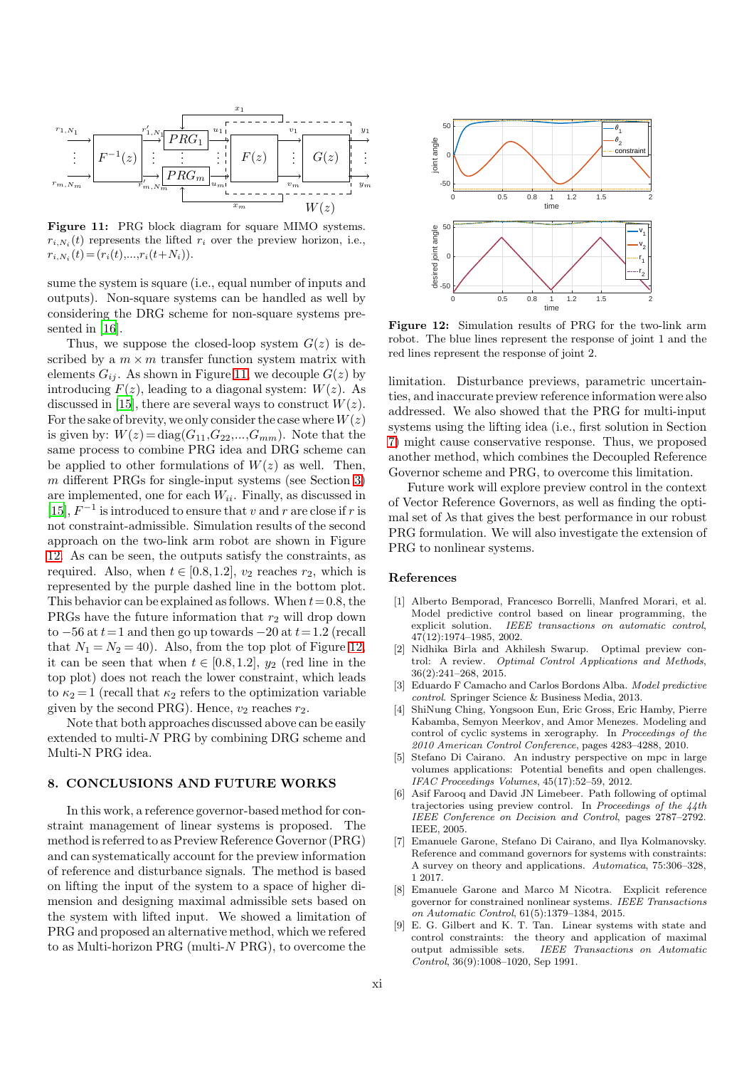**Figure 11:** PRG block diagram for square MIMO systems. $r_{i,N_i}(t)$ represents the lifted $r_i$ over the preview horizon, i.e., $r_{i,N_i}(t) = (r_i(t),...,r_i(t+N_i))$.

sume the system is square (i.e., equal number of inputs and outputs). Non-square systems can be handled as well by considering the DRG scheme for non-square systems presented in [16].

Thus, we suppose the closed-loop system $G(z)$ is described by a $m \times m$ transfer function system matrix with elements $G_{ij}$. As shown in Figure 11, we decouple $G(z)$ by introducing $F(z)$, leading to a diagonal system: $W(z)$. As discussed in [15], there are several ways to construct $W(z)$. For the sake of brevity, we only consider the case where $W(z)$ is given by: $W(z) = \text{diag}(G_{11}, G_{22}, ..., G_{mm})$. Note that the same process to combine PRG idea and DRG scheme can be applied to other formulations of $W(z)$ as well. Then, $m$ different PRGs for single-input systems (see Section 3) are implemented, one for each $W_{ii}$. Finally, as discussed in [15], $F^{-1}$ is introduced to ensure that $v$ and $r$ are close if $r$ is not constraint-admissible. Simulation results of the second approach on the two-link arm robot are shown in Figure 12. As can be seen, the outputs satisfy the constraints, as required. Also, when $t \in [0.8, 1.2]$, $v_2$ reaches $r_2$, which is represented by the purple dashed line in the bottom plot. This behavior can be explained as follows. When $t = 0.8$, the PRGs have the future information that $r_2$ will drop down to $-56$ at $t = 1$ and then go up towards $-20$ at $t = 1.2$ (recall that $N_1 = N_2 = 40$). Also, from the top plot of Figure 12, it can be seen that when $t \in [0.8, 1.2]$, $y_2$ (red line in the top plot) does not reach the lower constraint, which leads to $\kappa_2 = 1$ (recall that $\kappa_2$ refers to the optimization variable given by the second PRG). Hence, $v_2$ reaches $r_2$.

Note that both approaches discussed above can be easily extended to multi-$N$ PRG by combining DRG scheme and Multi-N PRG idea.

## 8. CONCLUSIONS AND FUTURE WORKS

In this work, a reference governor-based method for constraint management of linear systems is proposed. The method is referred to as Preview Reference Governor (PRG) and can systematically account for the preview information of reference and disturbance signals. The method is based on lifting the input of the system to a space of higher dimension and designing maximal admissible sets based on the system with lifted input. We showed a limitation of PRG and proposed an alternative method, which we refered to as Multi-horizon PRG (multi-$N$ PRG), to overcome the limitation. Disturbance previews, parametric uncertainties, and inaccurate preview reference information were also addressed. We also showed that the PRG for multi-input systems using the lifting idea (i.e., first solution in Section 7) might cause conservative response. Thus, we proposed another method, which combines the Decoupled Reference Governor scheme and PRG, to overcome this limitation.

**Figure 12:** Simulation results of PRG for the two-link arm robot. The blue lines represent the response of joint 1 and the red lines represent the response of joint 2.

Future work will explore preview control in the context of Vector Reference Governors, as well as finding the optimal set of $\lambda$s that gives the best performance in our robust PRG formulation. We will also investigate the extension of PRG to nonlinear systems.

## References

[1] Alberto Bemporad, Francesco Borrelli, Manfred Morari, et al. Model predictive control based on linear programming, the explicit solution. *IEEE transactions on automatic control*, 47(12):1974–1985, 2002.

[2] Nidhika Birla and Akhilesh Swarup. Optimal preview control: A review. *Optimal Control Applications and Methods*, 36(2):241–268, 2015.

[3] Eduardo F Camacho and Carlos Bordons Alba. *Model predictive control*. Springer Science & Business Media, 2013.

[4] ShiNung Ching, Yongsoon Eun, Eric Gross, Eric Hamby, Pierre Kabamba, Semyon Meerkov, and Amor Menezes. Modeling and control of cyclic systems in xerography. In *Proceedings of the 2010 American Control Conference*, pages 4283–4288, 2010.

[5] Stefano Di Cairano. An industry perspective on mpc in large volumes applications: Potential benefits and open challenges. *IFAC Proceedings Volumes*, 45(17):52–59, 2012.

[6] Asif Farooq and David JN Limebeer. Path following of optimal trajectories using preview control. In *Proceedings of the 44th IEEE Conference on Decision and Control*, pages 2787–2792. IEEE, 2005.

[7] Emanuele Garone, Stefano Di Cairano, and Ilya Kolmanovsky. Reference and command governors for systems with constraints: A survey on theory and applications. *Automatica*, 75:306–328, 1 2017.

[8] Emanuele Garone and Marco M Nicotra. Explicit reference governor for constrained nonlinear systems. *IEEE Transactions on Automatic Control*, 61(5):1379–1384, 2015.

[9] E. G. Gilbert and K. T. Tan. Linear systems with state and control constraints: the theory and application of maximal output admissible sets. *IEEE Transactions on Automatic Control*, 36(9):1008–1020, Sep 1991.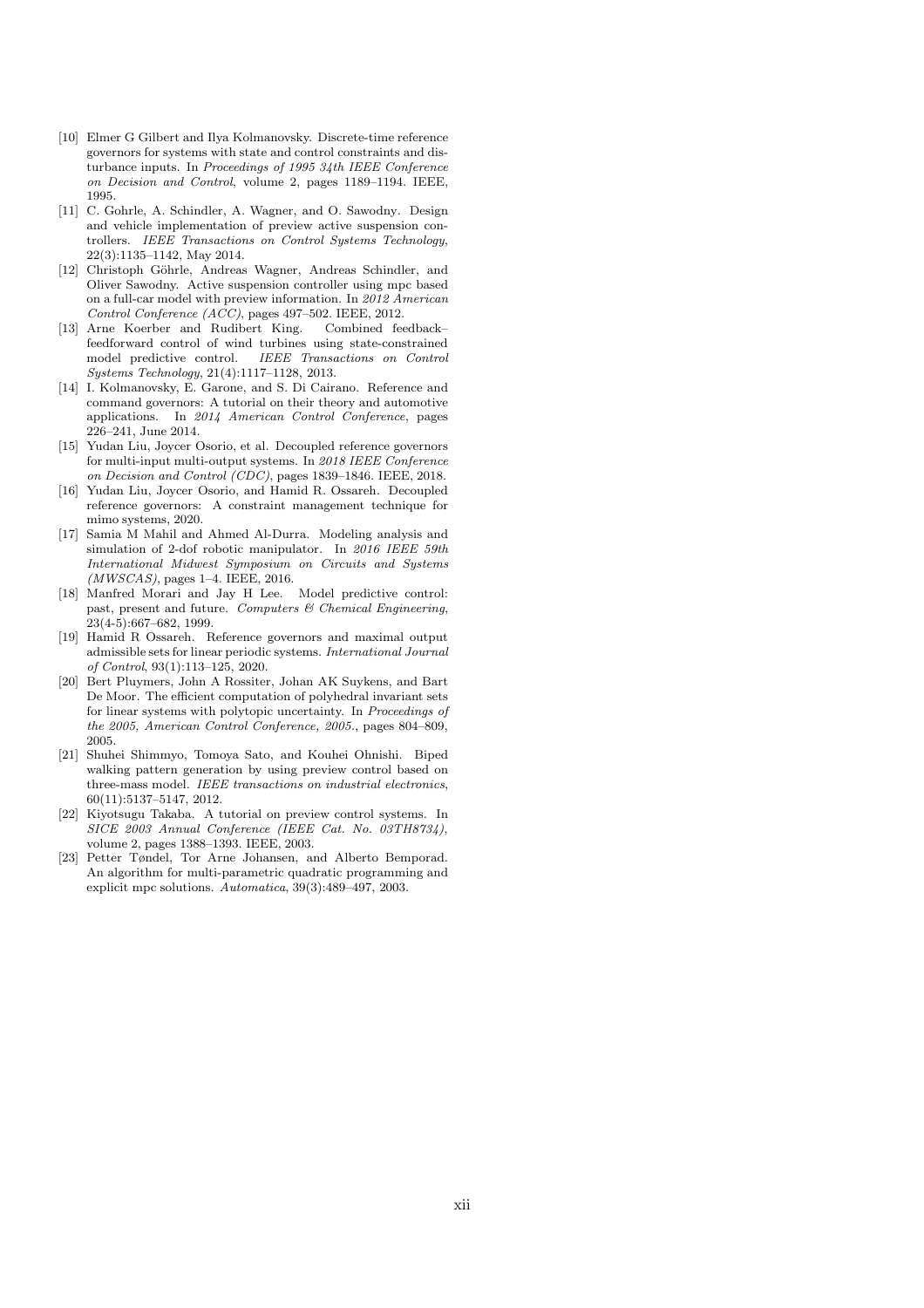[10] Elmer G Gilbert and Ilya Kolmanovsky. Discrete-time reference governors for systems with state and control constraints and disturbance inputs. In *Proceedings of 1995 34th IEEE Conference on Decision and Control*, volume 2, pages 1189–1194. IEEE, 1995.

[11] C. Gohrle, A. Schindler, A. Wagner, and O. Sawodny. Design and vehicle implementation of preview active suspension controllers. *IEEE Transactions on Control Systems Technology*, 22(3):1135–1142, May 2014.

[12] Christoph Göhrle, Andreas Wagner, Andreas Schindler, and Oliver Sawodny. Active suspension controller using mpc based on a full-car model with preview information. In *2012 American Control Conference (ACC)*, pages 497–502. IEEE, 2012.

[13] Arne Koerber and Rudibert King. Combined feedback–feedforward control of wind turbines using state-constrained model predictive control. *IEEE Transactions on Control Systems Technology*, 21(4):1117–1128, 2013.

[14] I. Kolmanovsky, E. Garone, and S. Di Cairano. Reference and command governors: A tutorial on their theory and automotive applications. In *2014 American Control Conference*, pages 226–241, June 2014.

[15] Yudan Liu, Joycer Osorio, et al. Decoupled reference governors for multi-input multi-output systems. In *2018 IEEE Conference on Decision and Control (CDC)*, pages 1839–1846. IEEE, 2018.

[16] Yudan Liu, Joycer Osorio, and Hamid R. Ossareh. Decoupled reference governors: A constraint management technique for mimo systems, 2020.

[17] Samia M Mahil and Ahmed Al-Durra. Modeling analysis and simulation of 2-dof robotic manipulator. In *2016 IEEE 59th International Midwest Symposium on Circuits and Systems (MWSCAS)*, pages 1–4. IEEE, 2016.

[18] Manfred Morari and Jay H Lee. Model predictive control: past, present and future. *Computers & Chemical Engineering*, 23(4-5):667–682, 1999.

[19] Hamid R Ossareh. Reference governors and maximal output admissible sets for linear periodic systems. *International Journal of Control*, 93(1):113–125, 2020.

[20] Bert Pluymers, John A Rossiter, Johan AK Suykens, and Bart De Moor. The efficient computation of polyhedral invariant sets for linear systems with polytopic uncertainty. In *Proceedings of the 2005, American Control Conference, 2005.*, pages 804–809, 2005.

[21] Shuhei Shimmyo, Tomoya Sato, and Kouhei Ohnishi. Biped walking pattern generation by using preview control based on three-mass model. *IEEE transactions on industrial electronics*, 60(11):5137–5147, 2012.

[22] Kiyotsugu Takaba. A tutorial on preview control systems. In *SICE 2003 Annual Conference (IEEE Cat. No. 03TH8734)*, volume 2, pages 1388–1393. IEEE, 2003.

[23] Petter Tøndel, Tor Arne Johansen, and Alberto Bemporad. An algorithm for multi-parametric quadratic programming and explicit mpc solutions. *Automatica*, 39(3):489–497, 2003.